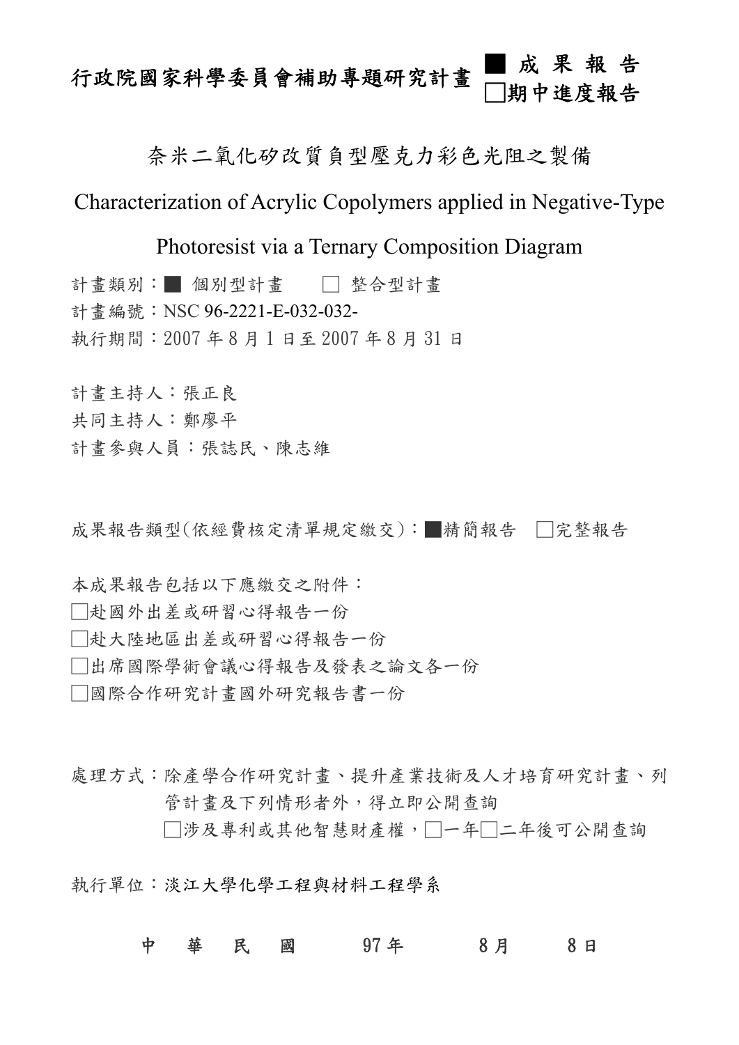# 行政院國家科學委員會補助專題研究計畫 ■ 成 果 報 告 □期中進度報告

## 奈米二氧化矽改質負型壓克力彩色光阻之製備

## Characterization of Acrylic Copolymers applied in Negative-Type Photoresist via a Ternary Composition Diagram

計畫類別：■ 個別型計畫　　□ 整合型計畫
計畫編號：NSC 96-2221-E-032-032-
執行期間：2007 年 8 月 1 日至 2007 年 8 月 31 日

計畫主持人：張正良
共同主持人：鄭廖平
計畫參與人員：張誌民、陳志維

成果報告類型(依經費核定清單規定繳交)：■精簡報告　□完整報告

本成果報告包括以下應繳交之附件：
□赴國外出差或研習心得報告一份
□赴大陸地區出差或研習心得報告一份
□出席國際學術會議心得報告及發表之論文各一份
□國際合作研究計畫國外研究報告書一份

處理方式：除產學合作研究計畫、提升產業技術及人才培育研究計畫、列管計畫及下列情形者外，得立即公開查詢
□涉及專利或其他智慧財產權，□一年□二年後可公開查詢

執行單位：淡江大學化學工程與材料工程學系

中　華　民　國　97 年　8 月　8 日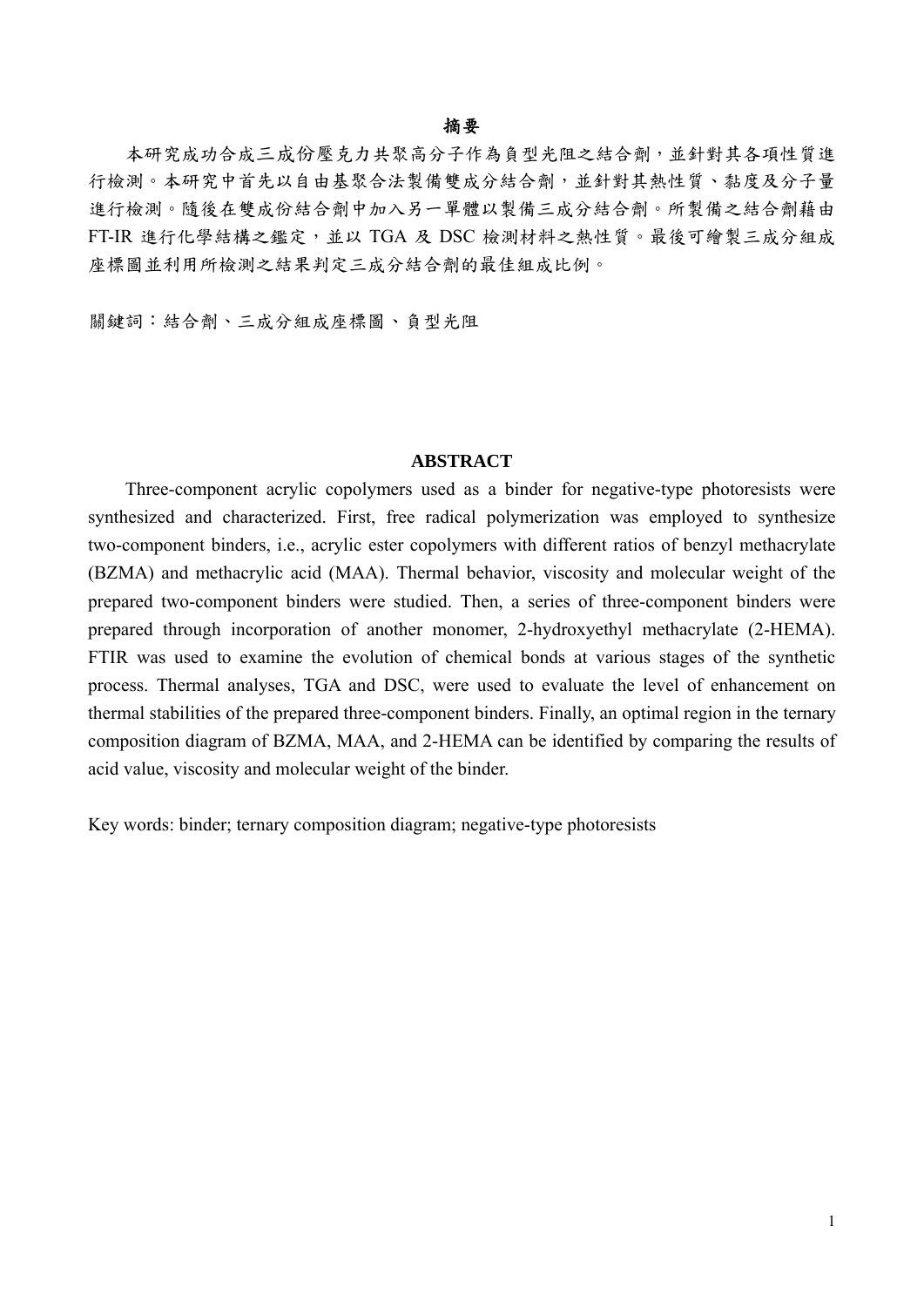## 摘要

本研究成功合成三成份壓克力共聚高分子作為負型光阻之結合劑，並針對其各項性質進行檢測。本研究中首先以自由基聚合法製備雙成分結合劑，並針對其熱性質、黏度及分子量進行檢測。隨後在雙成份結合劑中加入另一單體以製備三成分結合劑。所製備之結合劑藉由 FT-IR 進行化學結構之鑑定，並以 TGA 及 DSC 檢測材料之熱性質。最後可繪製三成分組成座標圖並利用所檢測之結果判定三成分結合劑的最佳組成比例。

關鍵詞：結合劑、三成分組成座標圖、負型光阻

## ABSTRACT

Three-component acrylic copolymers used as a binder for negative-type photoresists were synthesized and characterized. First, free radical polymerization was employed to synthesize two-component binders, i.e., acrylic ester copolymers with different ratios of benzyl methacrylate (BZMA) and methacrylic acid (MAA). Thermal behavior, viscosity and molecular weight of the prepared two-component binders were studied. Then, a series of three-component binders were prepared through incorporation of another monomer, 2-hydroxyethyl methacrylate (2-HEMA). FTIR was used to examine the evolution of chemical bonds at various stages of the synthetic process. Thermal analyses, TGA and DSC, were used to evaluate the level of enhancement on thermal stabilities of the prepared three-component binders. Finally, an optimal region in the ternary composition diagram of BZMA, MAA, and 2-HEMA can be identified by comparing the results of acid value, viscosity and molecular weight of the binder.

Key words: binder; ternary composition diagram; negative-type photoresists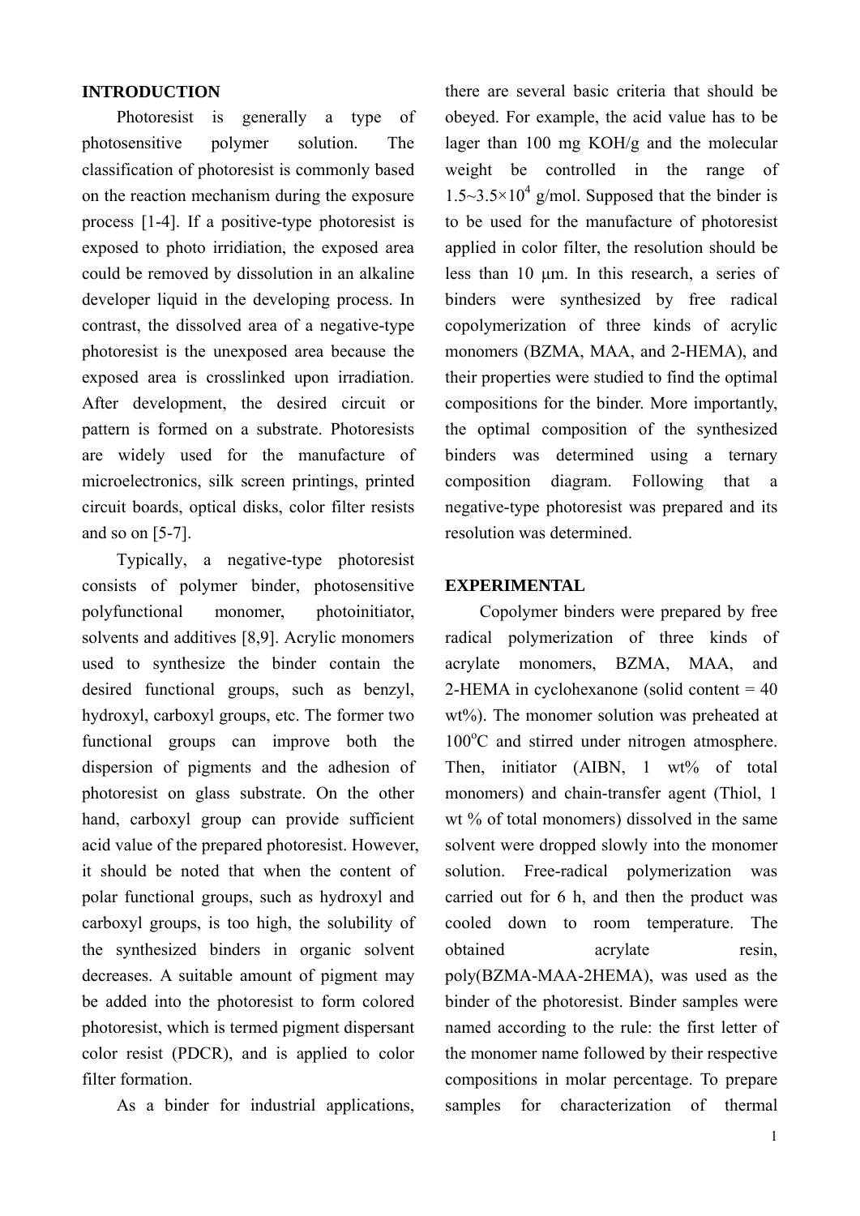## INTRODUCTION

Photoresist is generally a type of photosensitive polymer solution. The classification of photoresist is commonly based on the reaction mechanism during the exposure process [1-4]. If a positive-type photoresist is exposed to photo irridiation, the exposed area could be removed by dissolution in an alkaline developer liquid in the developing process. In contrast, the dissolved area of a negative-type photoresist is the unexposed area because the exposed area is crosslinked upon irradiation. After development, the desired circuit or pattern is formed on a substrate. Photoresists are widely used for the manufacture of microelectronics, silk screen printings, printed circuit boards, optical disks, color filter resists and so on [5-7].

Typically, a negative-type photoresist consists of polymer binder, photosensitive polyfunctional monomer, photoinitiator, solvents and additives [8,9]. Acrylic monomers used to synthesize the binder contain the desired functional groups, such as benzyl, hydroxyl, carboxyl groups, etc. The former two functional groups can improve both the dispersion of pigments and the adhesion of photoresist on glass substrate. On the other hand, carboxyl group can provide sufficient acid value of the prepared photoresist. However, it should be noted that when the content of polar functional groups, such as hydroxyl and carboxyl groups, is too high, the solubility of the synthesized binders in organic solvent decreases. A suitable amount of pigment may be added into the photoresist to form colored photoresist, which is termed pigment dispersant color resist (PDCR), and is applied to color filter formation.

As a binder for industrial applications, there are several basic criteria that should be obeyed. For example, the acid value has to be lager than 100 mg KOH/g and the molecular weight be controlled in the range of $1.5\text{~}3.5\times10^4$ g/mol. Supposed that the binder is to be used for the manufacture of photoresist applied in color filter, the resolution should be less than 10 μm. In this research, a series of binders were synthesized by free radical copolymerization of three kinds of acrylic monomers (BZMA, MAA, and 2-HEMA), and their properties were studied to find the optimal compositions for the binder. More importantly, the optimal composition of the synthesized binders was determined using a ternary composition diagram. Following that a negative-type photoresist was prepared and its resolution was determined.

## EXPERIMENTAL

Copolymer binders were prepared by free radical polymerization of three kinds of acrylate monomers, BZMA, MAA, and 2-HEMA in cyclohexanone (solid content = 40 wt%). The monomer solution was preheated at 100°C and stirred under nitrogen atmosphere. Then, initiator (AIBN, 1 wt% of total monomers) and chain-transfer agent (Thiol, 1 wt % of total monomers) dissolved in the same solvent were dropped slowly into the monomer solution. Free-radical polymerization was carried out for 6 h, and then the product was cooled down to room temperature. The obtained acrylate resin, poly(BZMA-MAA-2HEMA), was used as the binder of the photoresist. Binder samples were named according to the rule: the first letter of the monomer name followed by their respective compositions in molar percentage. To prepare samples for characterization of thermal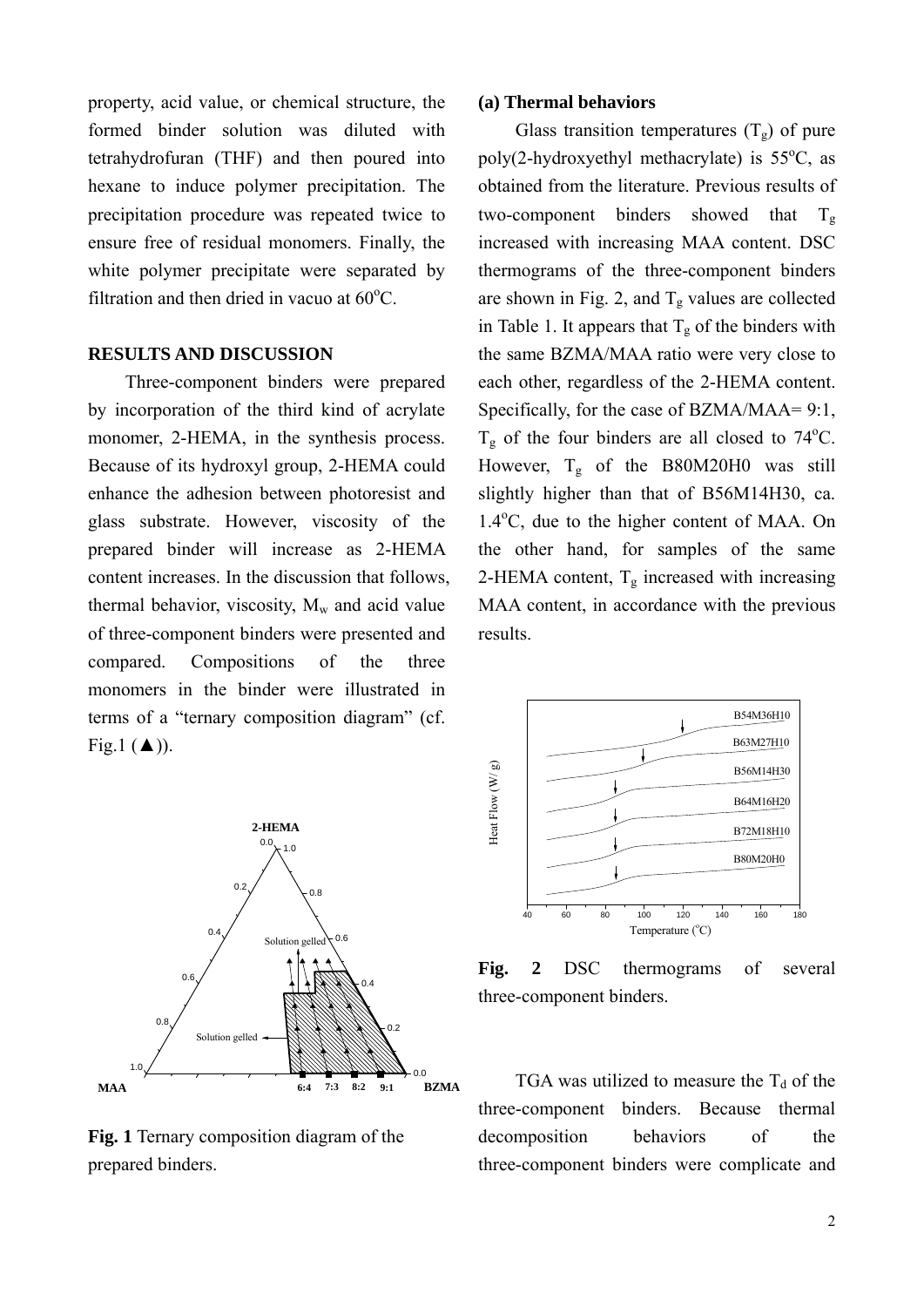property, acid value, or chemical structure, the formed binder solution was diluted with tetrahydrofuran (THF) and then poured into hexane to induce polymer precipitation. The precipitation procedure was repeated twice to ensure free of residual monomers. Finally, the white polymer precipitate were separated by filtration and then dried in vacuo at 60$^{o}$C.

## RESULTS AND DISCUSSION

Three-component binders were prepared by incorporation of the third kind of acrylate monomer, 2-HEMA, in the synthesis process. Because of its hydroxyl group, 2-HEMA could enhance the adhesion between photoresist and glass substrate. However, viscosity of the prepared binder will increase as 2-HEMA content increases. In the discussion that follows, thermal behavior, viscosity, $M_w$ and acid value of three-component binders were presented and compared. Compositions of the three monomers in the binder were illustrated in terms of a "ternary composition diagram" (cf. Fig.1 (▲)).

**Fig. 1** Ternary composition diagram of the prepared binders.

### (a) Thermal behaviors

Glass transition temperatures ($T_g$) of pure poly(2-hydroxyethyl methacrylate) is 55$^{o}$C, as obtained from the literature. Previous results of two-component binders showed that $T_g$ increased with increasing MAA content. DSC thermograms of the three-component binders are shown in Fig. 2, and $T_g$ values are collected in Table 1. It appears that $T_g$ of the binders with the same BZMA/MAA ratio were very close to each other, regardless of the 2-HEMA content. Specifically, for the case of BZMA/MAA= 9:1, $T_g$ of the four binders are all closed to 74$^{o}$C. However, $T_g$ of the B80M20H0 was still slightly higher than that of B56M14H30, ca. 1.4$^{o}$C, due to the higher content of MAA. On the other hand, for samples of the same 2-HEMA content, $T_g$ increased with increasing MAA content, in accordance with the previous results.

**Fig. 2** DSC thermograms of several three-component binders.

TGA was utilized to measure the $T_d$ of the three-component binders. Because thermal decomposition behaviors of the three-component binders were complicate and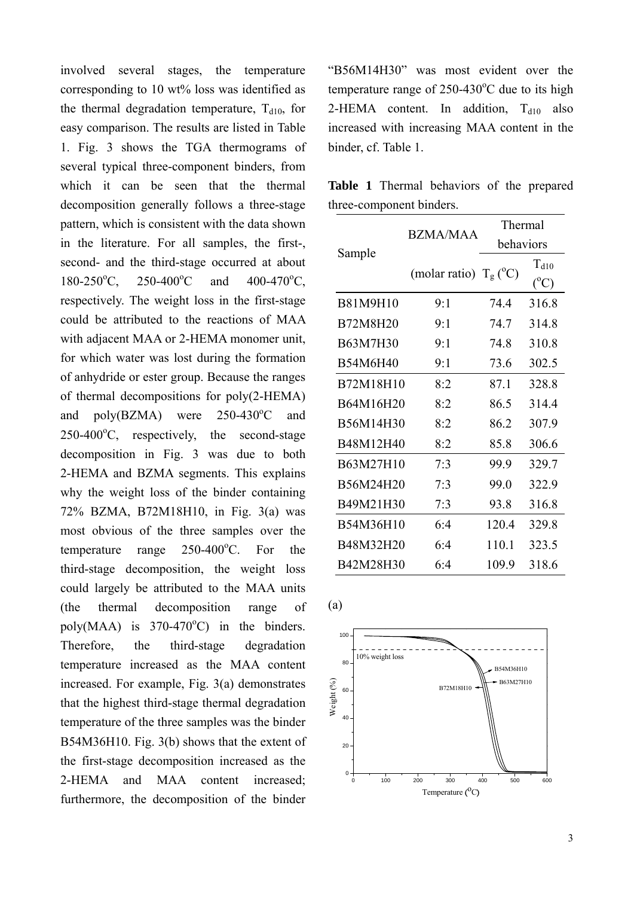involved several stages, the temperature corresponding to 10 wt% loss was identified as the thermal degradation temperature, $T_{d10}$, for easy comparison. The results are listed in Table 1. Fig. 3 shows the TGA thermograms of several typical three-component binders, from which it can be seen that the thermal decomposition generally follows a three-stage pattern, which is consistent with the data shown in the literature. For all samples, the first-, second- and the third-stage occurred at about 180-250$^{o}$C, 250-400$^{o}$C and 400-470$^{o}$C, respectively. The weight loss in the first-stage could be attributed to the reactions of MAA with adjacent MAA or 2-HEMA monomer unit, for which water was lost during the formation of anhydride or ester group. Because the ranges of thermal decompositions for poly(2-HEMA) and poly(BZMA) were 250-430$^{o}$C and 250-400$^{o}$C, respectively, the second-stage decomposition in Fig. 3 was due to both 2-HEMA and BZMA segments. This explains why the weight loss of the binder containing 72% BZMA, B72M18H10, in Fig. 3(a) was most obvious of the three samples over the temperature range 250-400$^{o}$C. For the third-stage decomposition, the weight loss could largely be attributed to the MAA units (the thermal decomposition range of poly(MAA) is 370-470$^{o}$C) in the binders. Therefore, the third-stage degradation temperature increased as the MAA content increased. For example, Fig. 3(a) demonstrates that the highest third-stage thermal degradation temperature of the three samples was the binder B54M36H10. Fig. 3(b) shows that the extent of the first-stage decomposition increased as the 2-HEMA and MAA content increased; furthermore, the decomposition of the binder "B56M14H30" was most evident over the temperature range of 250-430$^{o}$C due to its high 2-HEMA content. In addition, $T_{d10}$ also increased with increasing MAA content in the binder, cf. Table 1.

**Table 1** Thermal behaviors of the prepared three-component binders.

| Sample | BZMA/MAA | Thermal behaviors | |
|---|---|---|---|
| | (molar ratio) | $T_g$ ($^{o}$C) | $T_{d10}$ ($^{o}$C) |
| B81M9H10 | 9:1 | 74.4 | 316.8 |
| B72M8H20 | 9:1 | 74.7 | 314.8 |
| B63M7H30 | 9:1 | 74.8 | 310.8 |
| B54M6H40 | 9:1 | 73.6 | 302.5 |
| B72M18H10 | 8:2 | 87.1 | 328.8 |
| B64M16H20 | 8:2 | 86.5 | 314.4 |
| B56M14H30 | 8:2 | 86.2 | 307.9 |
| B48M12H40 | 8:2 | 85.8 | 306.6 |
| B63M27H10 | 7:3 | 99.9 | 329.7 |
| B56M24H20 | 7:3 | 99.0 | 322.9 |
| B49M21H30 | 7:3 | 93.8 | 316.8 |
| B54M36H10 | 6:4 | 120.4 | 329.8 |
| B48M32H20 | 6:4 | 110.1 | 323.5 |
| B42M28H30 | 6:4 | 109.9 | 318.6 |

(a)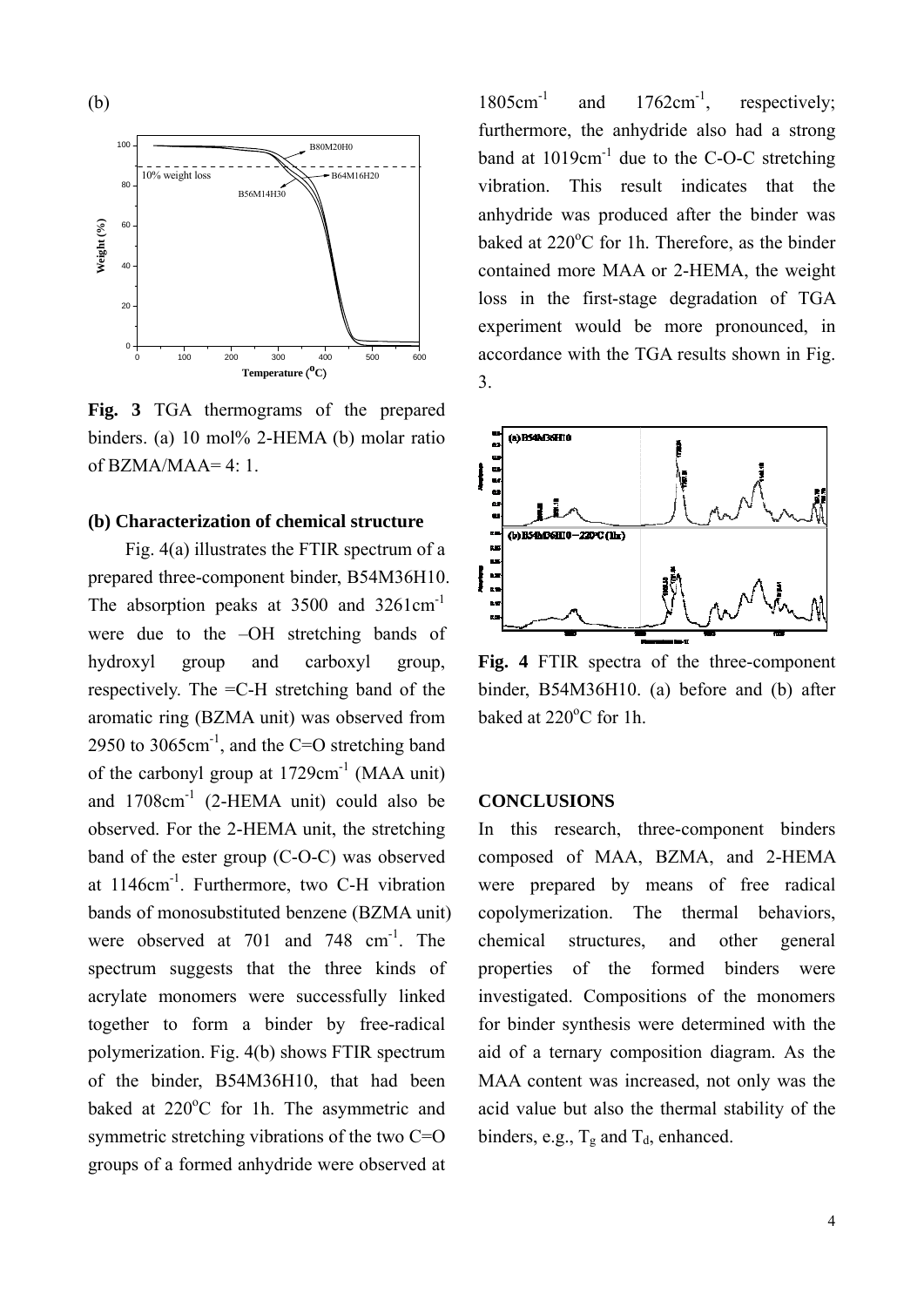(b)

Fig. 3 TGA thermograms of the prepared binders. (a) 10 mol% 2-HEMA (b) molar ratio of BZMA/MAA= 4: 1.

### (b) Characterization of chemical structure

Fig. 4(a) illustrates the FTIR spectrum of a prepared three-component binder, B54M36H10. The absorption peaks at 3500 and 3261cm$^{-1}$ were due to the –OH stretching bands of hydroxyl group and carboxyl group, respectively. The =C-H stretching band of the aromatic ring (BZMA unit) was observed from 2950 to 3065cm$^{-1}$, and the C=O stretching band of the carbonyl group at 1729cm$^{-1}$ (MAA unit) and 1708cm$^{-1}$ (2-HEMA unit) could also be observed. For the 2-HEMA unit, the stretching band of the ester group (C-O-C) was observed at 1146cm$^{-1}$. Furthermore, two C-H vibration bands of monosubstituted benzene (BZMA unit) were observed at 701 and 748 cm$^{-1}$. The spectrum suggests that the three kinds of acrylate monomers were successfully linked together to form a binder by free-radical polymerization. Fig. 4(b) shows FTIR spectrum of the binder, B54M36H10, that had been baked at 220$^{o}$C for 1h. The asymmetric and symmetric stretching vibrations of the two C=O groups of a formed anhydride were observed at 1805cm$^{-1}$ and 1762cm$^{-1}$, respectively; furthermore, the anhydride also had a strong band at 1019cm$^{-1}$ due to the C-O-C stretching vibration. This result indicates that the anhydride was produced after the binder was baked at 220$^{o}$C for 1h. Therefore, as the binder contained more MAA or 2-HEMA, the weight loss in the first-stage degradation of TGA experiment would be more pronounced, in accordance with the TGA results shown in Fig. 3.

Fig. 4 FTIR spectra of the three-component binder, B54M36H10. (a) before and (b) after baked at 220$^{o}$C for 1h.

## CONCLUSIONS

In this research, three-component binders composed of MAA, BZMA, and 2-HEMA were prepared by means of free radical copolymerization. The thermal behaviors, chemical structures, and other general properties of the formed binders were investigated. Compositions of the monomers for binder synthesis were determined with the aid of a ternary composition diagram. As the MAA content was increased, not only was the acid value but also the thermal stability of the binders, e.g., $T_g$ and $T_d$, enhanced.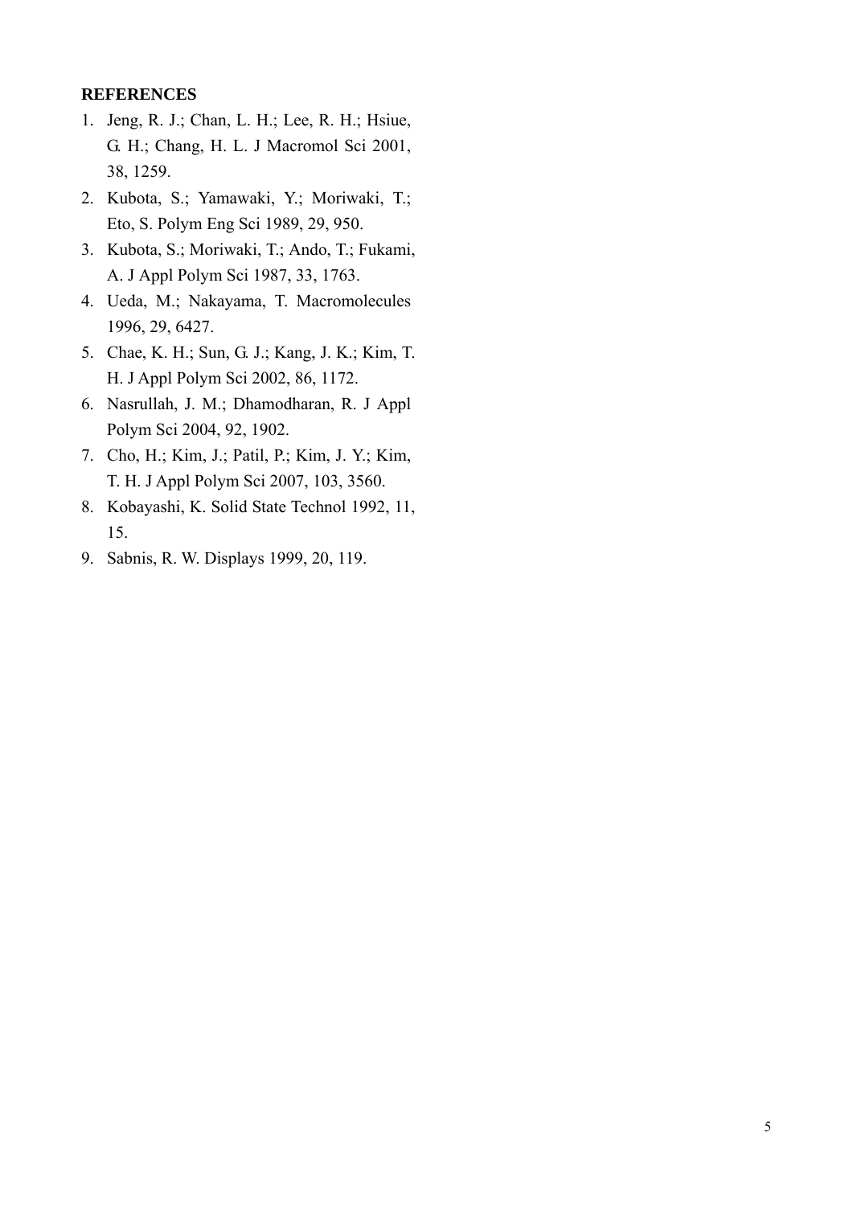**REFERENCES**

1. Jeng, R. J.; Chan, L. H.; Lee, R. H.; Hsiue, G. H.; Chang, H. L. J Macromol Sci 2001, 38, 1259.
2. Kubota, S.; Yamawaki, Y.; Moriwaki, T.; Eto, S. Polym Eng Sci 1989, 29, 950.
3. Kubota, S.; Moriwaki, T.; Ando, T.; Fukami, A. J Appl Polym Sci 1987, 33, 1763.
4. Ueda, M.; Nakayama, T. Macromolecules 1996, 29, 6427.
5. Chae, K. H.; Sun, G. J.; Kang, J. K.; Kim, T. H. J Appl Polym Sci 2002, 86, 1172.
6. Nasrullah, J. M.; Dhamodharan, R. J Appl Polym Sci 2004, 92, 1902.
7. Cho, H.; Kim, J.; Patil, P.; Kim, J. Y.; Kim, T. H. J Appl Polym Sci 2007, 103, 3560.
8. Kobayashi, K. Solid State Technol 1992, 11, 15.
9. Sabnis, R. W. Displays 1999, 20, 119.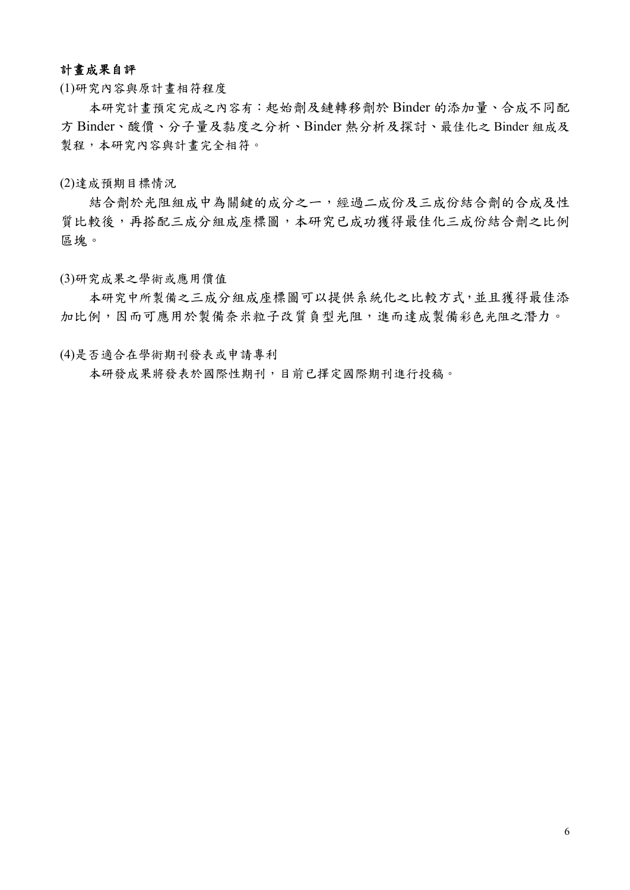**計畫成果自評**

(1)研究內容與原計畫相符程度

本研究計畫預定完成之內容有：起始劑及鏈轉移劑於 Binder 的添加量、合成不同配方 Binder、酸價、分子量及黏度之分析、Binder 熱分析及探討、最佳化之 Binder 組成及製程，本研究內容與計畫完全相符。

(2)達成預期目標情況

結合劑於光阻組成中為關鍵的成分之一，經過二成份及三成份結合劑的合成及性質比較後，再搭配三成分組成座標圖，本研究已成功獲得最佳化三成份結合劑之比例區塊。

(3)研究成果之學術或應用價值

本研究中所製備之三成分組成座標圖可以提供系統化之比較方式，並且獲得最佳添加比例，因而可應用於製備奈米粒子改質負型光阻，進而達成製備彩色光阻之潛力。

(4)是否適合在學術期刊發表或申請專利

本研發成果將發表於國際性期刊，目前已擇定國際期刊進行投稿。